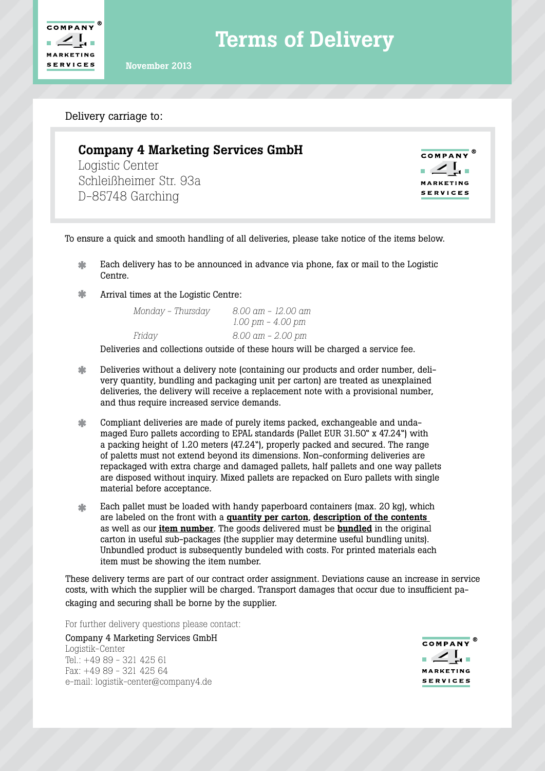# Terms of Delivery

**November 2013**

Delivery carriage to:

**Company 4 Marketing Services GmbH**
Logistic Center
Schleißheimer Str. 93a
D-85748 Garching

To ensure a quick and smooth handling of all deliveries, please take notice of the items below.

- Each delivery has to be announced in advance via phone, fax or mail to the Logistic Centre.
- Arrival times at the Logistic Centre:

| | |
|---|---|
| *Monday – Thursday* | *8.00 am – 12.00 am* |
| | *1.00 pm – 4.00 pm* |
| *Friday* | *8.00 am – 2.00 pm* |

  Deliveries and collections outside of these hours will be charged a service fee.

- Deliveries without a delivery note (containing our products and order number, delivery quantity, bundling and packaging unit per carton) are treated as unexplained deliveries, the delivery will receive a replacement note with a provisional number, and thus require increased service demands.
- Compliant deliveries are made of purely items packed, exchangeable and undamaged Euro pallets according to EPAL standards (Pallet EUR 31.50" x 47.24") with a packing height of 1.20 meters (47.24"), properly packed and secured. The range of paletts must not extend beyond its dimensions. Non-conforming deliveries are repackaged with extra charge and damaged pallets, half pallets and one way pallets are disposed without inquiry. Mixed pallets are repacked on Euro pallets with single material before acceptance.
- Each pallet must be loaded with handy paperboard containers (max. 20 kg), which are labeled on the front with a **quantity per carton**, **description of the contents** as well as our **item number**. The goods delivered must be **bundled** in the original carton in useful sub-packages (the supplier may determine useful bundling units). Unbundled product is subsequently bundeled with costs. For printed materials each item must be showing the item number.

These delivery terms are part of our contract order assignment. Deviations cause an increase in service costs, with which the supplier will be charged. Transport damages that occur due to insufficient packaging and securing shall be borne by the supplier.

For further delivery questions please contact:

Company 4 Marketing Services GmbH
Logistik-Center
Tel.: +49 89 - 321 425 61
Fax: +49 89 - 321 425 64
e-mail: logistik-center@company4.de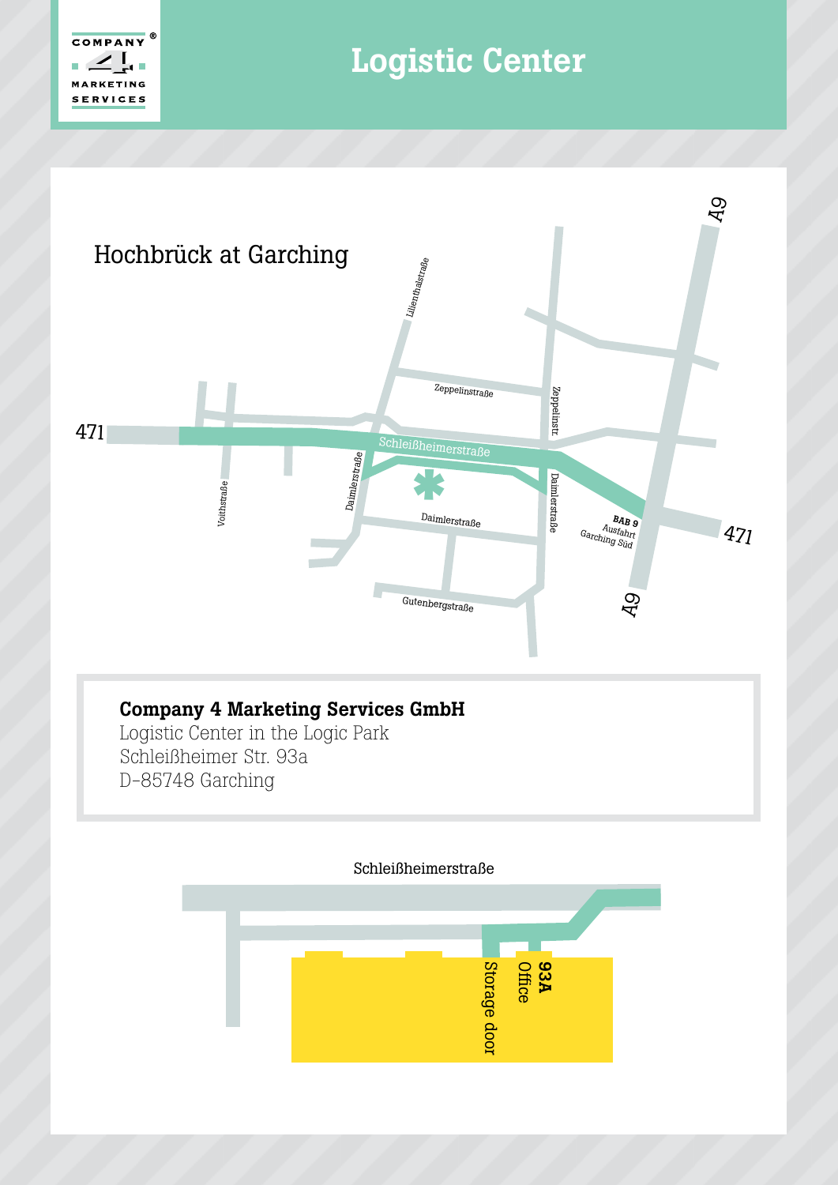# Logistic Center

Hochbrück at Garching

Lilienthalstraße

Zeppelinstraße

Zeppelinstr.

A9

471

Schleißheimerstraße

Voithstraße

Daimlerstraße

Daimlerstraße

Daimlerstraße

BAB 9
Ausfahrt
Garching Süd

471

A9

Gutenbergstraße

**Company 4 Marketing Services GmbH**
Logistic Center in the Logic Park
Schleißheimer Str. 93a
D-85748 Garching

Schleißheimerstraße

Storage door

Office

**93A**